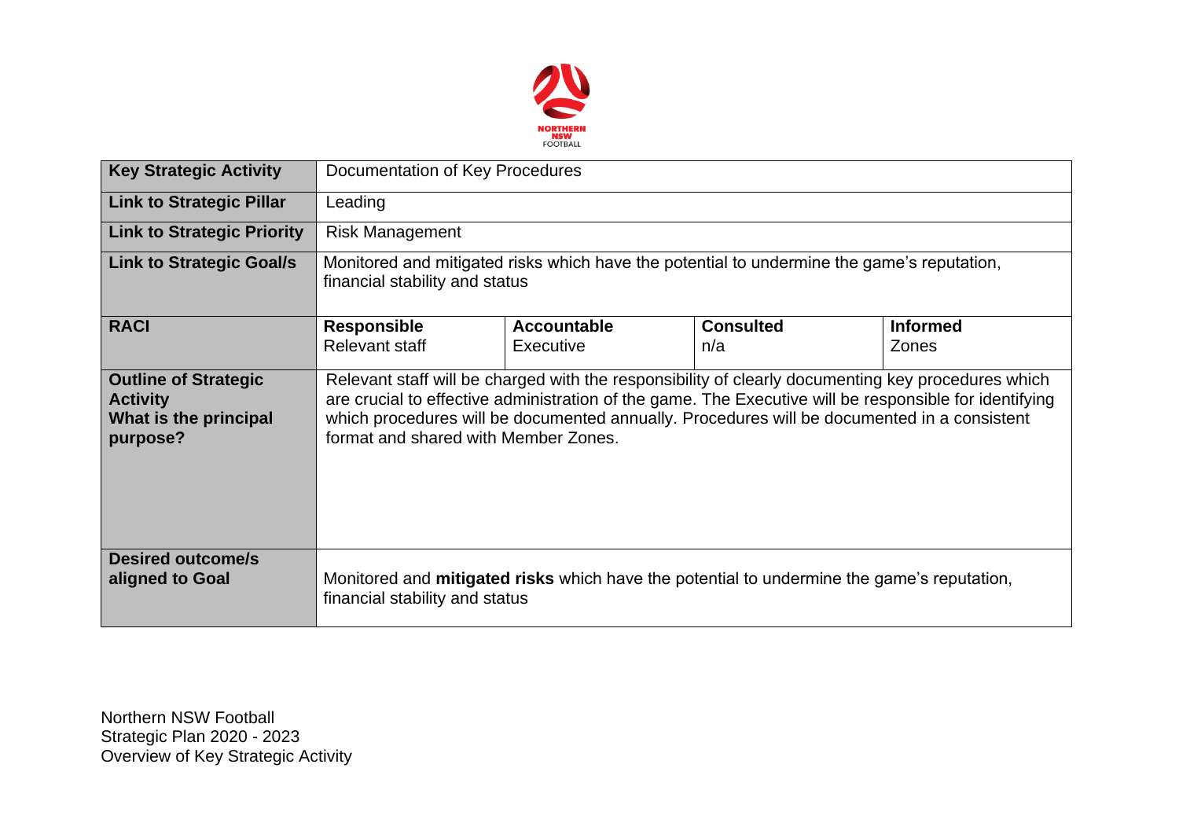NORTHERN NSW FOOTBALL

| Key Strategic Activity | Documentation of Key Procedures | | | |
|---|---|---|---|---|
| **Link to Strategic Pillar** | Leading | | | |
| **Link to Strategic Priority** | Risk Management | | | |
| **Link to Strategic Goal/s** | Monitored and mitigated risks which have the potential to undermine the game's reputation, financial stability and status | | | |
| **RACI** | **Responsible**<br>Relevant staff | **Accountable**<br>Executive | **Consulted**<br>n/a | **Informed**<br>Zones |
| **Outline of Strategic Activity What is the principal purpose?** | Relevant staff will be charged with the responsibility of clearly documenting key procedures which are crucial to effective administration of the game. The Executive will be responsible for identifying which procedures will be documented annually. Procedures will be documented in a consistent format and shared with Member Zones. | | | |
| **Desired outcome/s aligned to Goal** | Monitored and **mitigated risks** which have the potential to undermine the game's reputation, financial stability and status | | | |

Northern NSW Football
Strategic Plan 2020 - 2023
Overview of Key Strategic Activity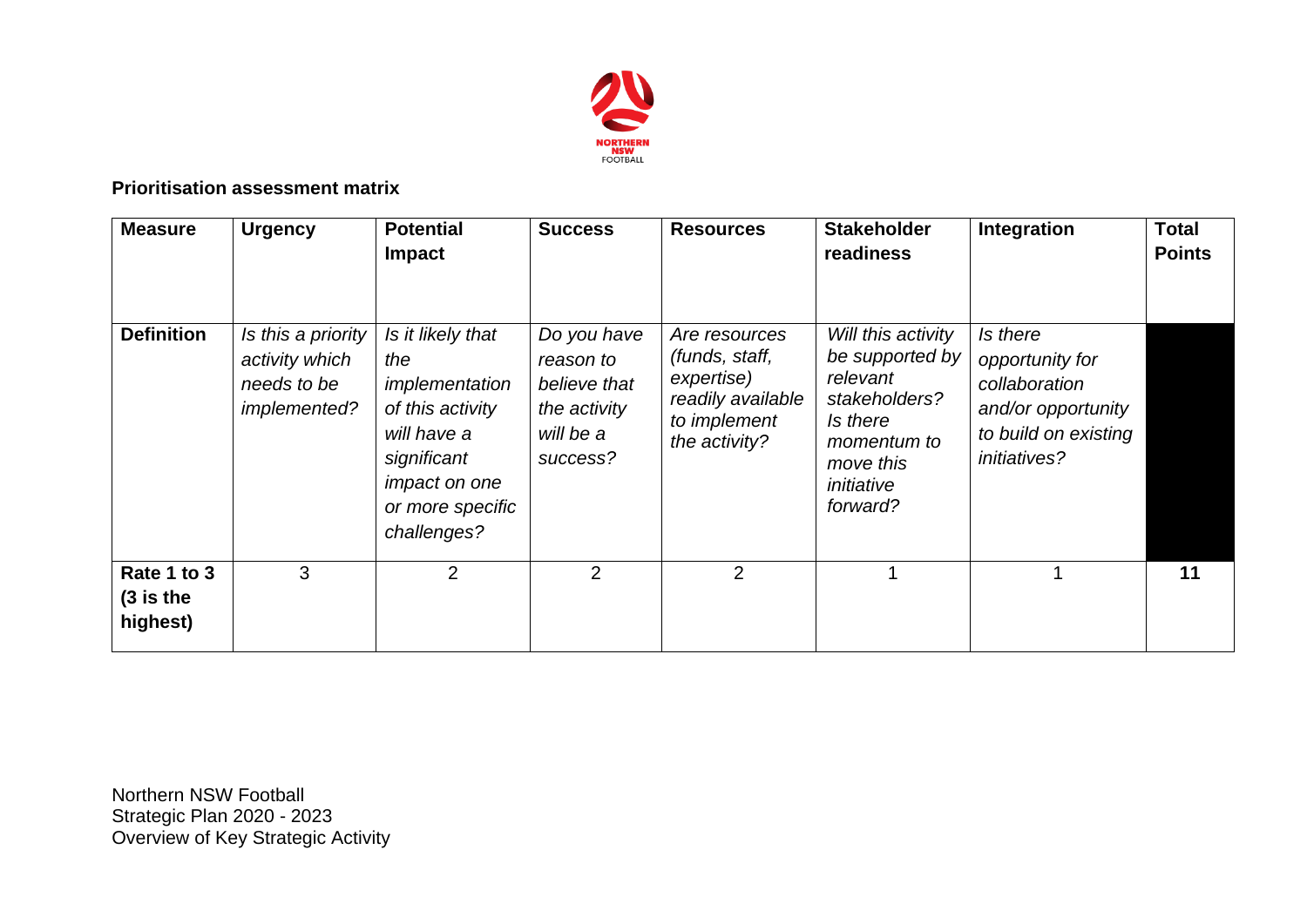**Prioritisation assessment matrix**

| Measure | Urgency | Potential Impact | Success | Resources | Stakeholder readiness | Integration | Total Points |
|---|---|---|---|---|---|---|---|
| **Definition** | *Is this a priority activity which needs to be implemented?* | *Is it likely that the implementation of this activity will have a significant impact on one or more specific challenges?* | *Do you have reason to believe that the activity will be a success?* | *Are resources (funds, staff, expertise) readily available to implement the activity?* | *Will this activity be supported by relevant stakeholders? Is there momentum to move this initiative forward?* | *Is there opportunity for collaboration and/or opportunity to build on existing initiatives?* | |
| **Rate 1 to 3 (3 is the highest)** | 3 | 2 | 2 | 2 | 1 | 1 | **11** |

Northern NSW Football
Strategic Plan 2020 - 2023
Overview of Key Strategic Activity